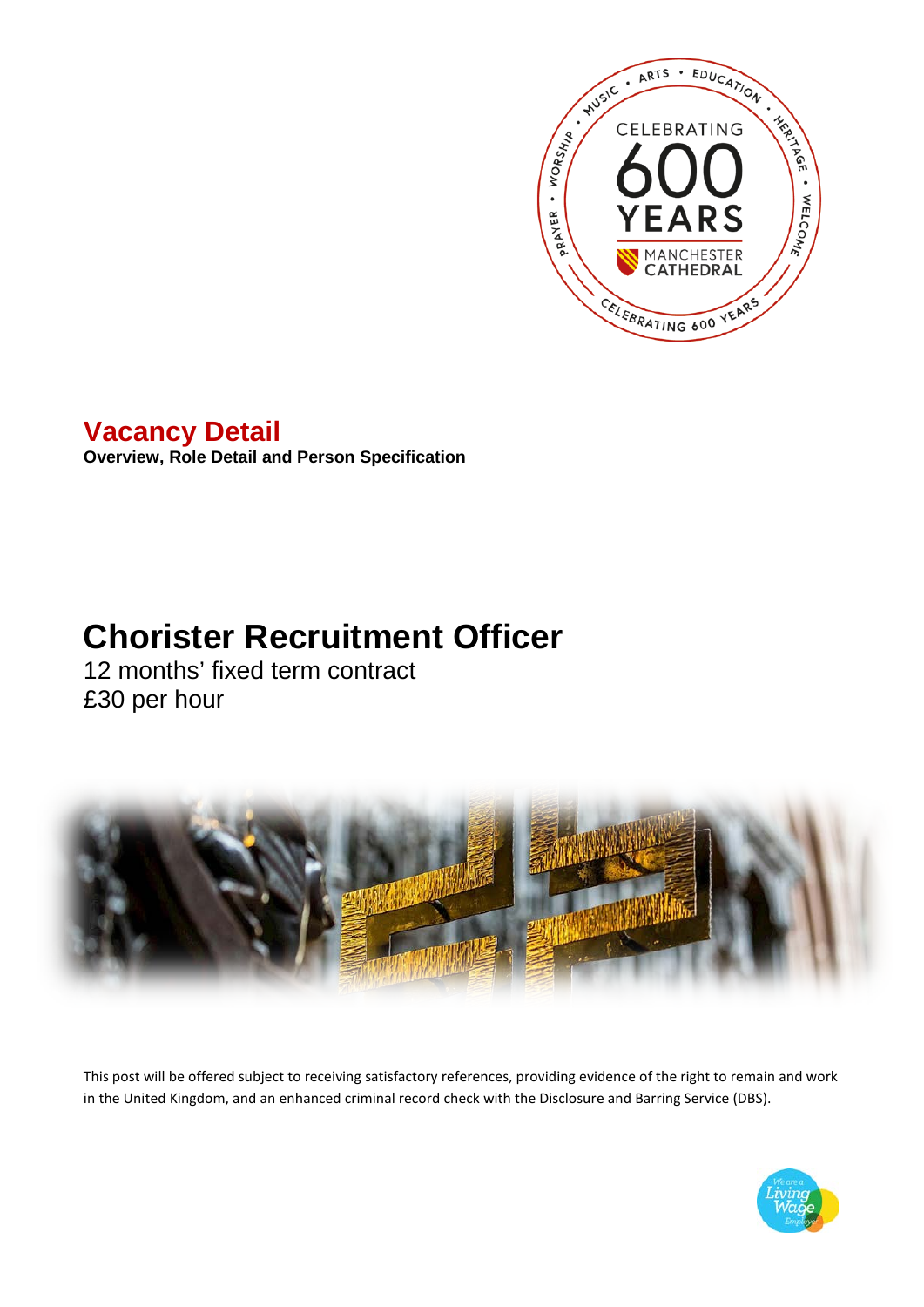## Vacancy Detail

**Overview, Role Detail and Person Specification**

# Chorister Recruitment Officer

12 months' fixed term contract

£30 per hour

This post will be offered subject to receiving satisfactory references, providing evidence of the right to remain and work in the United Kingdom, and an enhanced criminal record check with the Disclosure and Barring Service (DBS).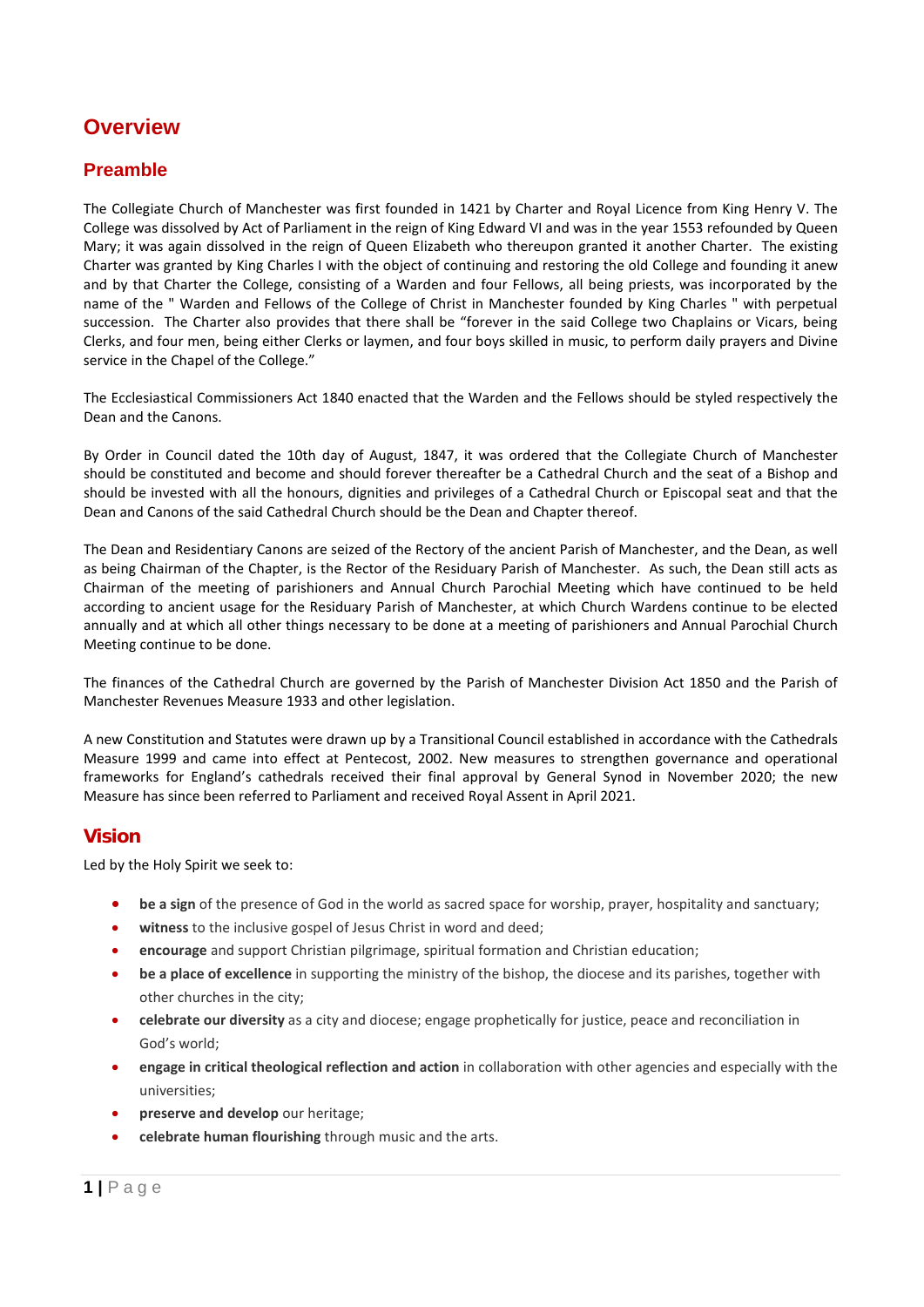# Overview

## Preamble

The Collegiate Church of Manchester was first founded in 1421 by Charter and Royal Licence from King Henry V. The College was dissolved by Act of Parliament in the reign of King Edward VI and was in the year 1553 refounded by Queen Mary; it was again dissolved in the reign of Queen Elizabeth who thereupon granted it another Charter. The existing Charter was granted by King Charles I with the object of continuing and restoring the old College and founding it anew and by that Charter the College, consisting of a Warden and four Fellows, all being priests, was incorporated by the name of the " Warden and Fellows of the College of Christ in Manchester founded by King Charles " with perpetual succession. The Charter also provides that there shall be "forever in the said College two Chaplains or Vicars, being Clerks, and four men, being either Clerks or laymen, and four boys skilled in music, to perform daily prayers and Divine service in the Chapel of the College."

The Ecclesiastical Commissioners Act 1840 enacted that the Warden and the Fellows should be styled respectively the Dean and the Canons.

By Order in Council dated the 10th day of August, 1847, it was ordered that the Collegiate Church of Manchester should be constituted and become and should forever thereafter be a Cathedral Church and the seat of a Bishop and should be invested with all the honours, dignities and privileges of a Cathedral Church or Episcopal seat and that the Dean and Canons of the said Cathedral Church should be the Dean and Chapter thereof.

The Dean and Residentiary Canons are seized of the Rectory of the ancient Parish of Manchester, and the Dean, as well as being Chairman of the Chapter, is the Rector of the Residuary Parish of Manchester. As such, the Dean still acts as Chairman of the meeting of parishioners and Annual Church Parochial Meeting which have continued to be held according to ancient usage for the Residuary Parish of Manchester, at which Church Wardens continue to be elected annually and at which all other things necessary to be done at a meeting of parishioners and Annual Parochial Church Meeting continue to be done.

The finances of the Cathedral Church are governed by the Parish of Manchester Division Act 1850 and the Parish of Manchester Revenues Measure 1933 and other legislation.

A new Constitution and Statutes were drawn up by a Transitional Council established in accordance with the Cathedrals Measure 1999 and came into effect at Pentecost, 2002. New measures to strengthen governance and operational frameworks for England's cathedrals received their final approval by General Synod in November 2020; the new Measure has since been referred to Parliament and received Royal Assent in April 2021.

## Vision

Led by the Holy Spirit we seek to:

- **be a sign** of the presence of God in the world as sacred space for worship, prayer, hospitality and sanctuary;
- **witness** to the inclusive gospel of Jesus Christ in word and deed;
- **encourage** and support Christian pilgrimage, spiritual formation and Christian education;
- **be a place of excellence** in supporting the ministry of the bishop, the diocese and its parishes, together with other churches in the city;
- **celebrate our diversity** as a city and diocese; engage prophetically for justice, peace and reconciliation in God's world;
- **engage in critical theological reflection and action** in collaboration with other agencies and especially with the universities;
- **preserve and develop** our heritage;
- **celebrate human flourishing** through music and the arts.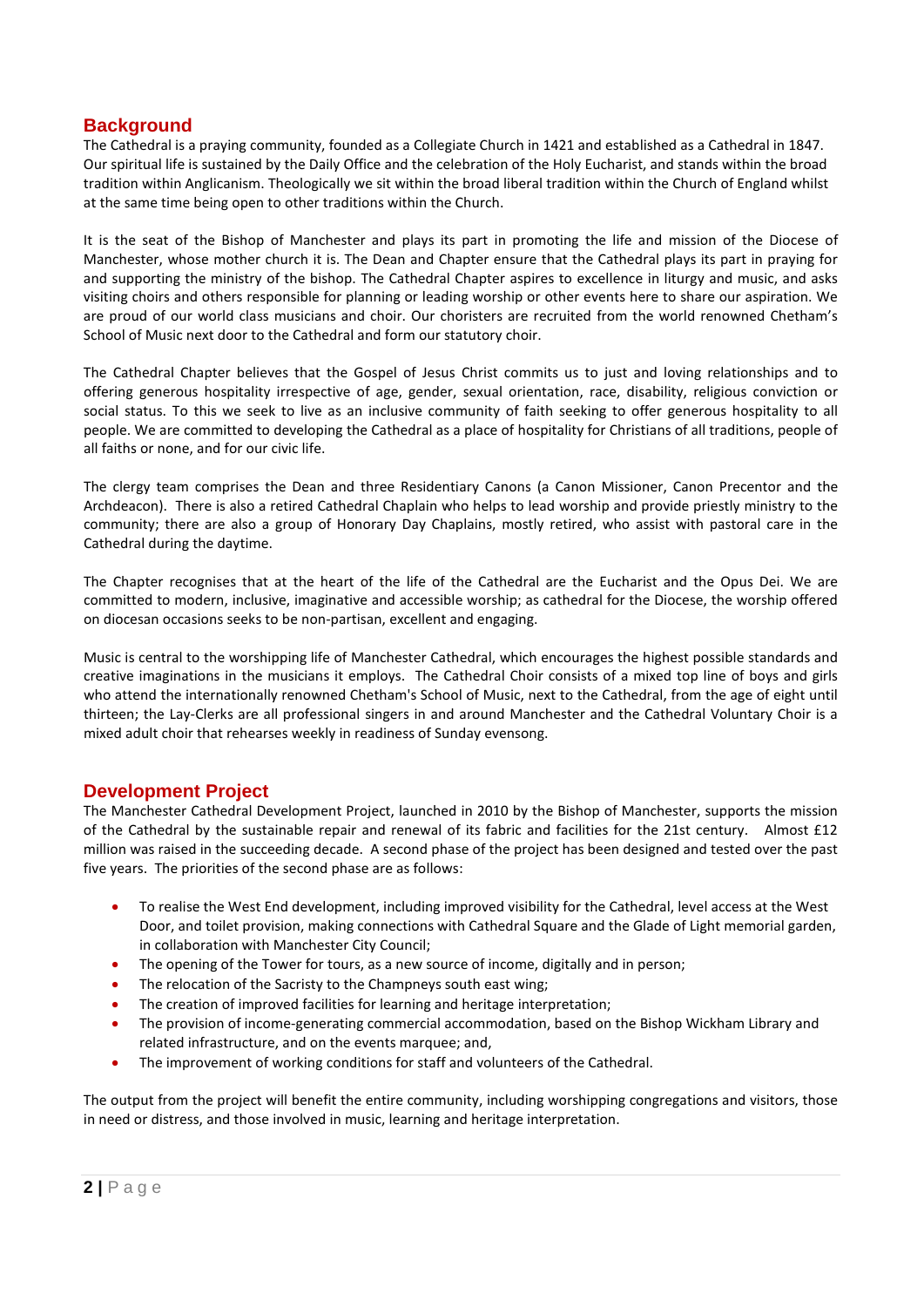## Background

The Cathedral is a praying community, founded as a Collegiate Church in 1421 and established as a Cathedral in 1847. Our spiritual life is sustained by the Daily Office and the celebration of the Holy Eucharist, and stands within the broad tradition within Anglicanism. Theologically we sit within the broad liberal tradition within the Church of England whilst at the same time being open to other traditions within the Church.

It is the seat of the Bishop of Manchester and plays its part in promoting the life and mission of the Diocese of Manchester, whose mother church it is. The Dean and Chapter ensure that the Cathedral plays its part in praying for and supporting the ministry of the bishop. The Cathedral Chapter aspires to excellence in liturgy and music, and asks visiting choirs and others responsible for planning or leading worship or other events here to share our aspiration. We are proud of our world class musicians and choir. Our choristers are recruited from the world renowned Chetham's School of Music next door to the Cathedral and form our statutory choir.

The Cathedral Chapter believes that the Gospel of Jesus Christ commits us to just and loving relationships and to offering generous hospitality irrespective of age, gender, sexual orientation, race, disability, religious conviction or social status. To this we seek to live as an inclusive community of faith seeking to offer generous hospitality to all people. We are committed to developing the Cathedral as a place of hospitality for Christians of all traditions, people of all faiths or none, and for our civic life.

The clergy team comprises the Dean and three Residentiary Canons (a Canon Missioner, Canon Precentor and the Archdeacon). There is also a retired Cathedral Chaplain who helps to lead worship and provide priestly ministry to the community; there are also a group of Honorary Day Chaplains, mostly retired, who assist with pastoral care in the Cathedral during the daytime.

The Chapter recognises that at the heart of the life of the Cathedral are the Eucharist and the Opus Dei. We are committed to modern, inclusive, imaginative and accessible worship; as cathedral for the Diocese, the worship offered on diocesan occasions seeks to be non-partisan, excellent and engaging.

Music is central to the worshipping life of Manchester Cathedral, which encourages the highest possible standards and creative imaginations in the musicians it employs. The Cathedral Choir consists of a mixed top line of boys and girls who attend the internationally renowned Chetham's School of Music, next to the Cathedral, from the age of eight until thirteen; the Lay-Clerks are all professional singers in and around Manchester and the Cathedral Voluntary Choir is a mixed adult choir that rehearses weekly in readiness of Sunday evensong.

## Development Project

The Manchester Cathedral Development Project, launched in 2010 by the Bishop of Manchester, supports the mission of the Cathedral by the sustainable repair and renewal of its fabric and facilities for the 21st century. Almost £12 million was raised in the succeeding decade. A second phase of the project has been designed and tested over the past five years. The priorities of the second phase are as follows:

- To realise the West End development, including improved visibility for the Cathedral, level access at the West Door, and toilet provision, making connections with Cathedral Square and the Glade of Light memorial garden, in collaboration with Manchester City Council;
- The opening of the Tower for tours, as a new source of income, digitally and in person;
- The relocation of the Sacristy to the Champneys south east wing;
- The creation of improved facilities for learning and heritage interpretation;
- The provision of income-generating commercial accommodation, based on the Bishop Wickham Library and related infrastructure, and on the events marquee; and,
- The improvement of working conditions for staff and volunteers of the Cathedral.

The output from the project will benefit the entire community, including worshipping congregations and visitors, those in need or distress, and those involved in music, learning and heritage interpretation.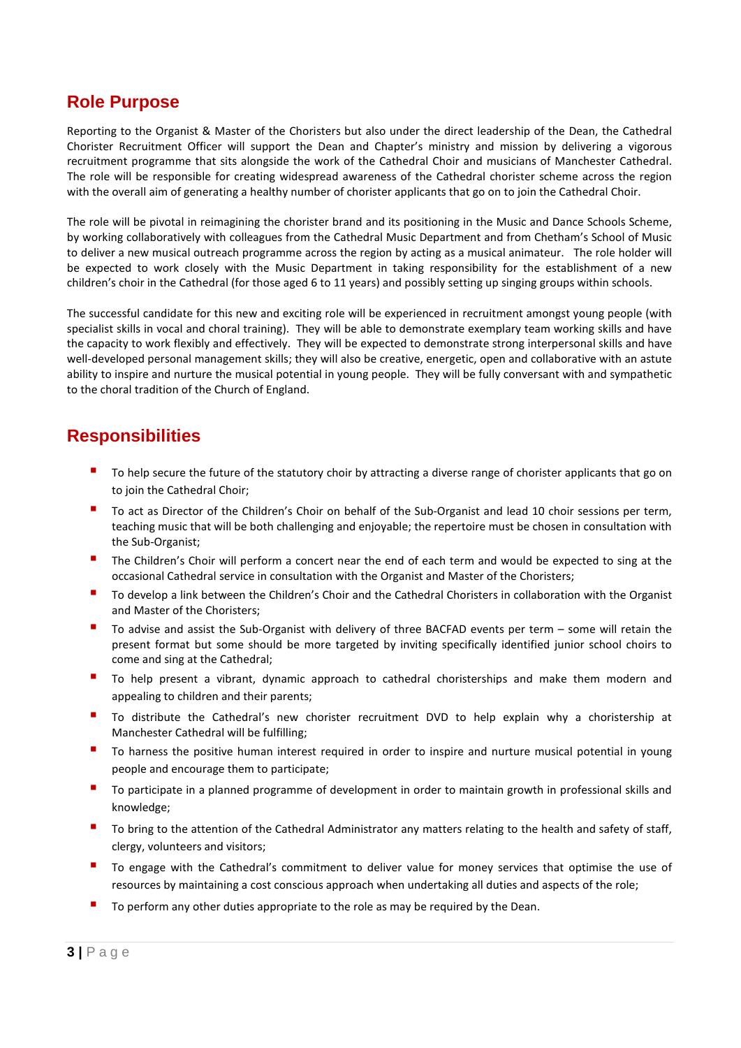## Role Purpose

Reporting to the Organist & Master of the Choristers but also under the direct leadership of the Dean, the Cathedral Chorister Recruitment Officer will support the Dean and Chapter's ministry and mission by delivering a vigorous recruitment programme that sits alongside the work of the Cathedral Choir and musicians of Manchester Cathedral. The role will be responsible for creating widespread awareness of the Cathedral chorister scheme across the region with the overall aim of generating a healthy number of chorister applicants that go on to join the Cathedral Choir.

The role will be pivotal in reimagining the chorister brand and its positioning in the Music and Dance Schools Scheme, by working collaboratively with colleagues from the Cathedral Music Department and from Chetham's School of Music to deliver a new musical outreach programme across the region by acting as a musical animateur. The role holder will be expected to work closely with the Music Department in taking responsibility for the establishment of a new children's choir in the Cathedral (for those aged 6 to 11 years) and possibly setting up singing groups within schools.

The successful candidate for this new and exciting role will be experienced in recruitment amongst young people (with specialist skills in vocal and choral training). They will be able to demonstrate exemplary team working skills and have the capacity to work flexibly and effectively. They will be expected to demonstrate strong interpersonal skills and have well-developed personal management skills; they will also be creative, energetic, open and collaborative with an astute ability to inspire and nurture the musical potential in young people. They will be fully conversant with and sympathetic to the choral tradition of the Church of England.

## Responsibilities

- To help secure the future of the statutory choir by attracting a diverse range of chorister applicants that go on to join the Cathedral Choir;
- To act as Director of the Children's Choir on behalf of the Sub-Organist and lead 10 choir sessions per term, teaching music that will be both challenging and enjoyable; the repertoire must be chosen in consultation with the Sub-Organist;
- The Children's Choir will perform a concert near the end of each term and would be expected to sing at the occasional Cathedral service in consultation with the Organist and Master of the Choristers;
- To develop a link between the Children's Choir and the Cathedral Choristers in collaboration with the Organist and Master of the Choristers;
- To advise and assist the Sub-Organist with delivery of three BACFAD events per term – some will retain the present format but some should be more targeted by inviting specifically identified junior school choirs to come and sing at the Cathedral;
- To help present a vibrant, dynamic approach to cathedral choristerships and make them modern and appealing to children and their parents;
- To distribute the Cathedral's new chorister recruitment DVD to help explain why a choristership at Manchester Cathedral will be fulfilling;
- To harness the positive human interest required in order to inspire and nurture musical potential in young people and encourage them to participate;
- To participate in a planned programme of development in order to maintain growth in professional skills and knowledge;
- To bring to the attention of the Cathedral Administrator any matters relating to the health and safety of staff, clergy, volunteers and visitors;
- To engage with the Cathedral's commitment to deliver value for money services that optimise the use of resources by maintaining a cost conscious approach when undertaking all duties and aspects of the role;
- To perform any other duties appropriate to the role as may be required by the Dean.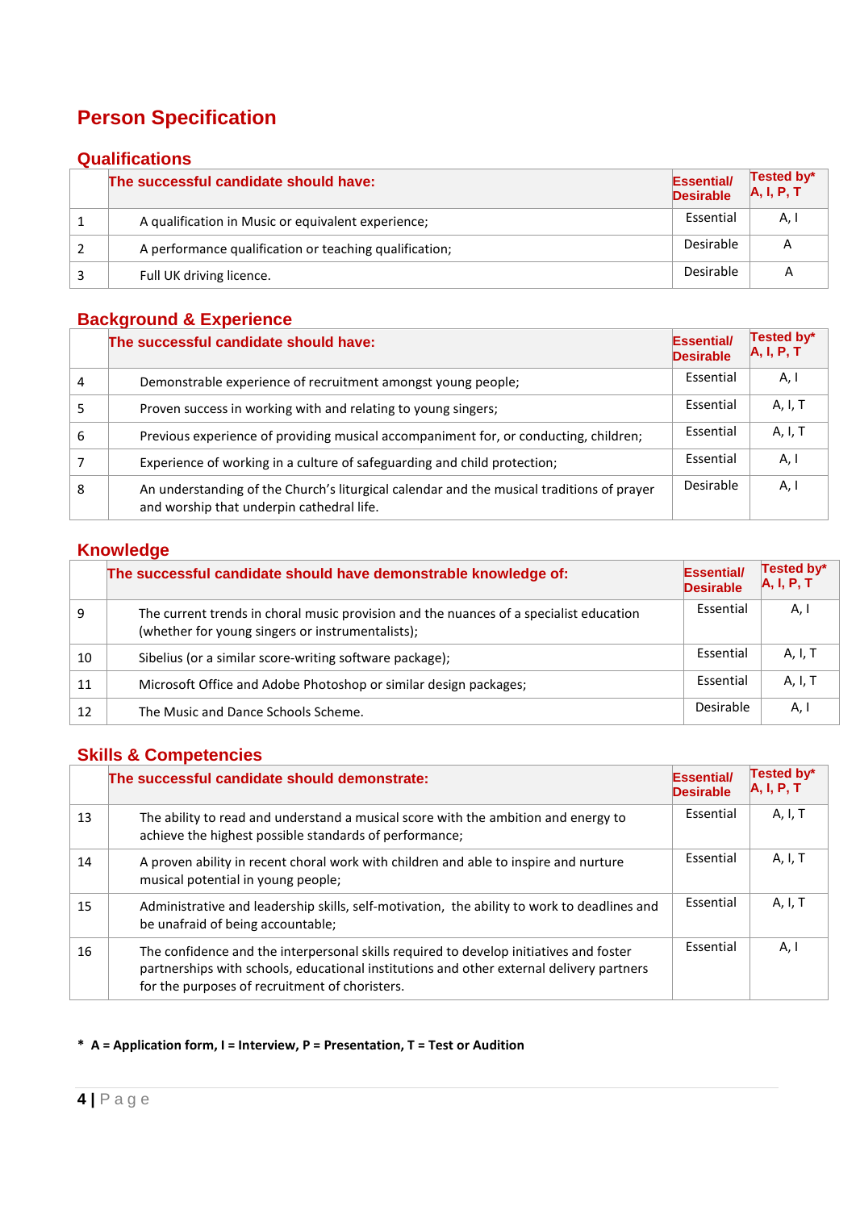# Person Specification

## Qualifications

| | The successful candidate should have: | Essential/ Desirable | Tested by* A, I, P, T |
|---|---|---|---|
| 1 | A qualification in Music or equivalent experience; | Essential | A, I |
| 2 | A performance qualification or teaching qualification; | Desirable | A |
| 3 | Full UK driving licence. | Desirable | A |

## Background & Experience

| | The successful candidate should have: | Essential/ Desirable | Tested by* A, I, P, T |
|---|---|---|---|
| 4 | Demonstrable experience of recruitment amongst young people; | Essential | A, I |
| 5 | Proven success in working with and relating to young singers; | Essential | A, I, T |
| 6 | Previous experience of providing musical accompaniment for, or conducting, children; | Essential | A, I, T |
| 7 | Experience of working in a culture of safeguarding and child protection; | Essential | A, I |
| 8 | An understanding of the Church's liturgical calendar and the musical traditions of prayer and worship that underpin cathedral life. | Desirable | A, I |

## Knowledge

| | The successful candidate should have demonstrable knowledge of: | Essential/ Desirable | Tested by* A, I, P, T |
|---|---|---|---|
| 9 | The current trends in choral music provision and the nuances of a specialist education (whether for young singers or instrumentalists); | Essential | A, I |
| 10 | Sibelius (or a similar score-writing software package); | Essential | A, I, T |
| 11 | Microsoft Office and Adobe Photoshop or similar design packages; | Essential | A, I, T |
| 12 | The Music and Dance Schools Scheme. | Desirable | A, I |

## Skills & Competencies

| | The successful candidate should demonstrate: | Essential/ Desirable | Tested by* A, I, P, T |
|---|---|---|---|
| 13 | The ability to read and understand a musical score with the ambition and energy to achieve the highest possible standards of performance; | Essential | A, I, T |
| 14 | A proven ability in recent choral work with children and able to inspire and nurture musical potential in young people; | Essential | A, I, T |
| 15 | Administrative and leadership skills, self-motivation, the ability to work to deadlines and be unafraid of being accountable; | Essential | A, I, T |
| 16 | The confidence and the interpersonal skills required to develop initiatives and foster partnerships with schools, educational institutions and other external delivery partners for the purposes of recruitment of choristers. | Essential | A, I |

**\* A = Application form, I = Interview, P = Presentation, T = Test or Audition**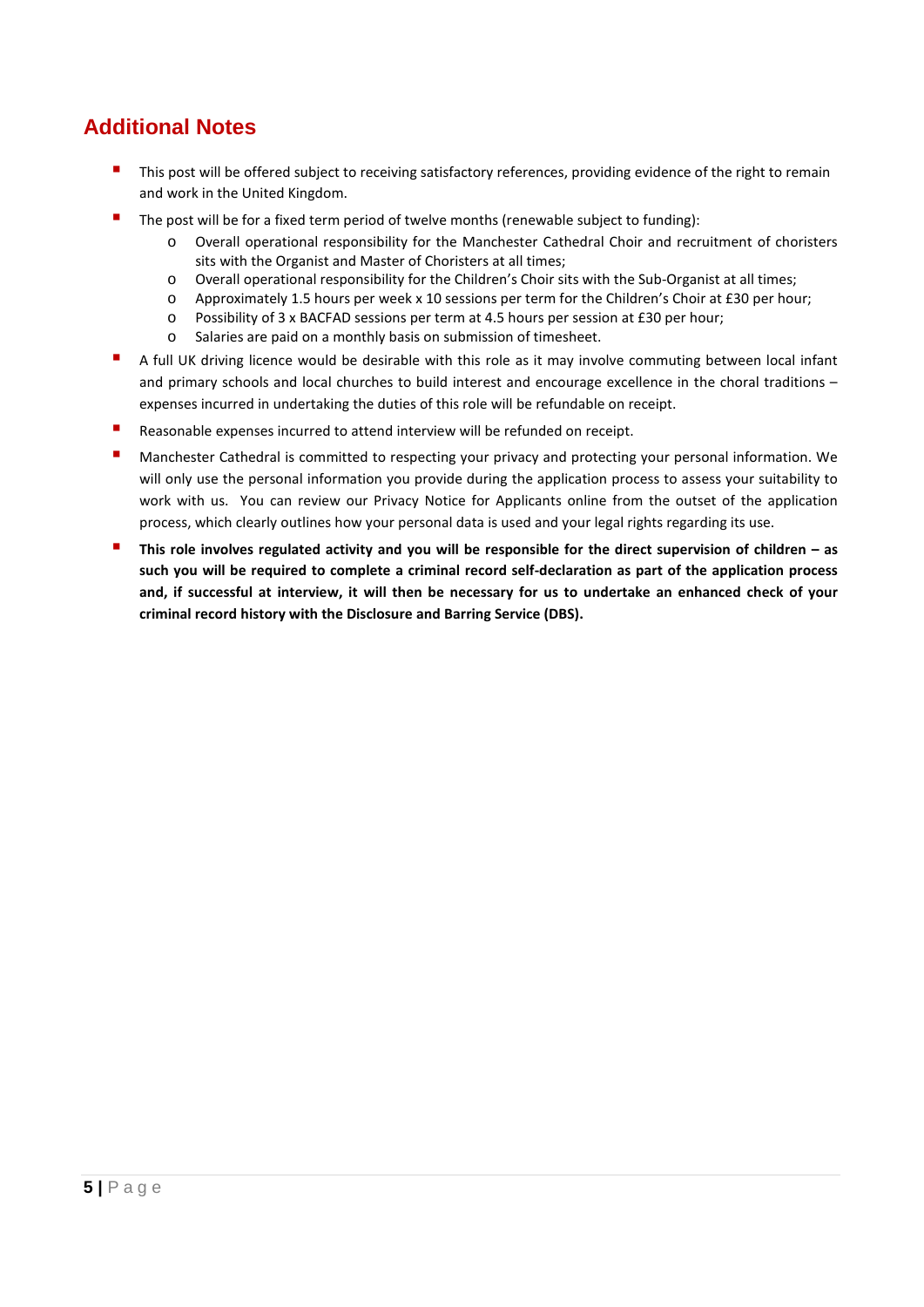## Additional Notes

- This post will be offered subject to receiving satisfactory references, providing evidence of the right to remain and work in the United Kingdom.
- The post will be for a fixed term period of twelve months (renewable subject to funding):
    - Overall operational responsibility for the Manchester Cathedral Choir and recruitment of choristers sits with the Organist and Master of Choristers at all times;
    - Overall operational responsibility for the Children's Choir sits with the Sub-Organist at all times;
    - Approximately 1.5 hours per week x 10 sessions per term for the Children's Choir at £30 per hour;
    - Possibility of 3 x BACFAD sessions per term at 4.5 hours per session at £30 per hour;
    - Salaries are paid on a monthly basis on submission of timesheet.
- A full UK driving licence would be desirable with this role as it may involve commuting between local infant and primary schools and local churches to build interest and encourage excellence in the choral traditions – expenses incurred in undertaking the duties of this role will be refundable on receipt.
- Reasonable expenses incurred to attend interview will be refunded on receipt.
- Manchester Cathedral is committed to respecting your privacy and protecting your personal information. We will only use the personal information you provide during the application process to assess your suitability to work with us. You can review our Privacy Notice for Applicants online from the outset of the application process, which clearly outlines how your personal data is used and your legal rights regarding its use.
- **This role involves regulated activity and you will be responsible for the direct supervision of children – as such you will be required to complete a criminal record self-declaration as part of the application process and, if successful at interview, it will then be necessary for us to undertake an enhanced check of your criminal record history with the Disclosure and Barring Service (DBS).**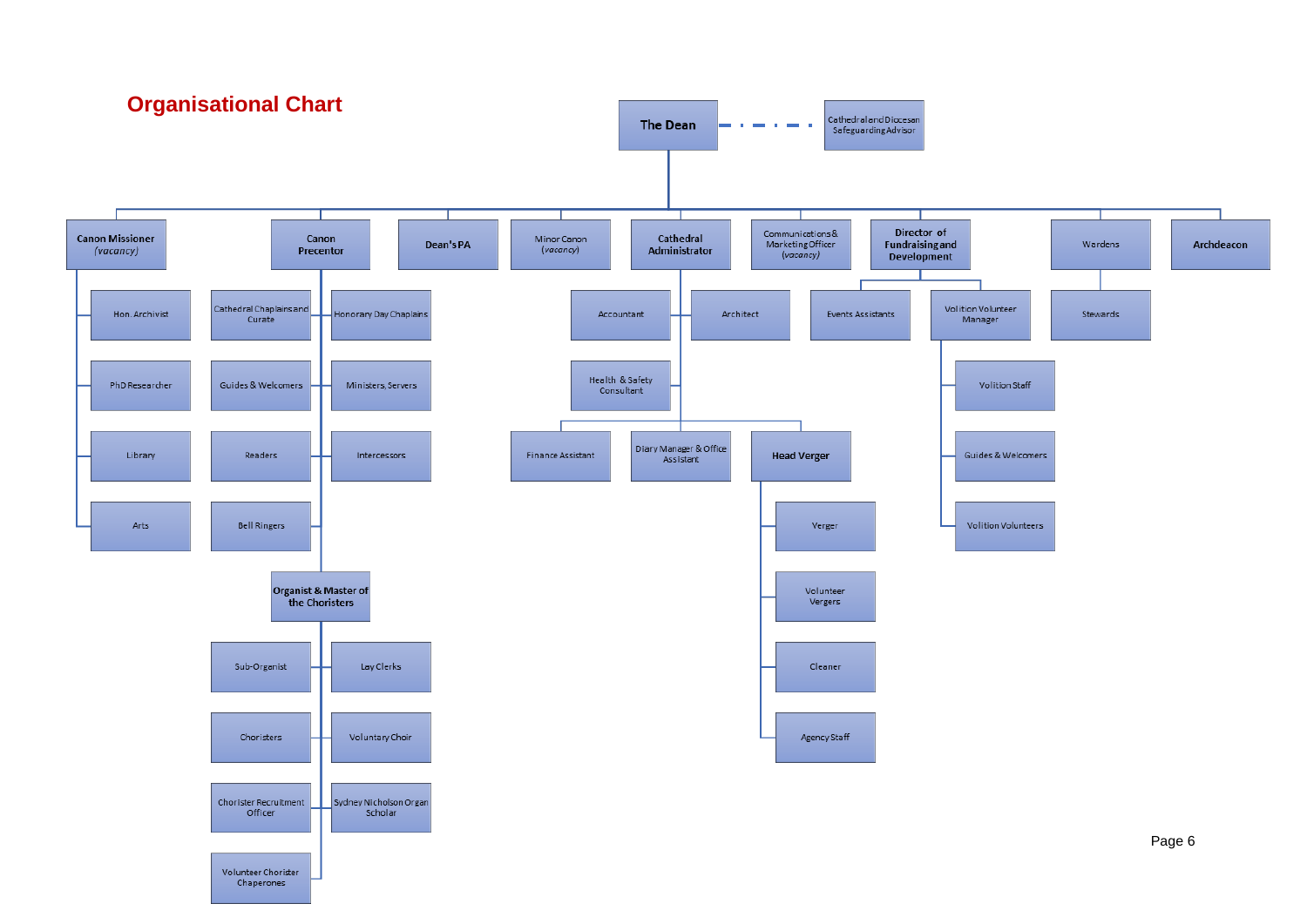# Organisational Chart

The Dean

Cathedral and Diocesan Safeguarding Advisor

Canon Missioner *(vacancy)*

Hon. Archivist

PhD Researcher

Library

Arts

Canon Precentor

Cathedral Chaplains and Curate

Honorary Day Chaplains

Guides & Welcomers

Ministers, Servers

Readers

Intercessors

Bell Ringers

Organist & Master of the Choristers

Sub-Organist

Lay Clerks

Choristers

Voluntary Choir

Chorister Recruitment Officer

Sydney Nicholson Organ Scholar

Volunteer Chorister Chaperones

Dean's PA

Minor Canon *(vacancy)*

Cathedral Administrator

Accountant

Architect

Health & Safety Consultant

Finance Assistant

Diary Manager & Office Assistant

Head Verger

Verger

Volunteer Vergers

Cleaner

Agency Staff

Communications & Marketing Officer *(vacancy)*

Director of Fundraising and Development

Events Assistants

Volition Volunteer Manager

Volition Staff

Guides & Welcomers

Volition Volunteers

Wardens

Stewards

Archdeacon